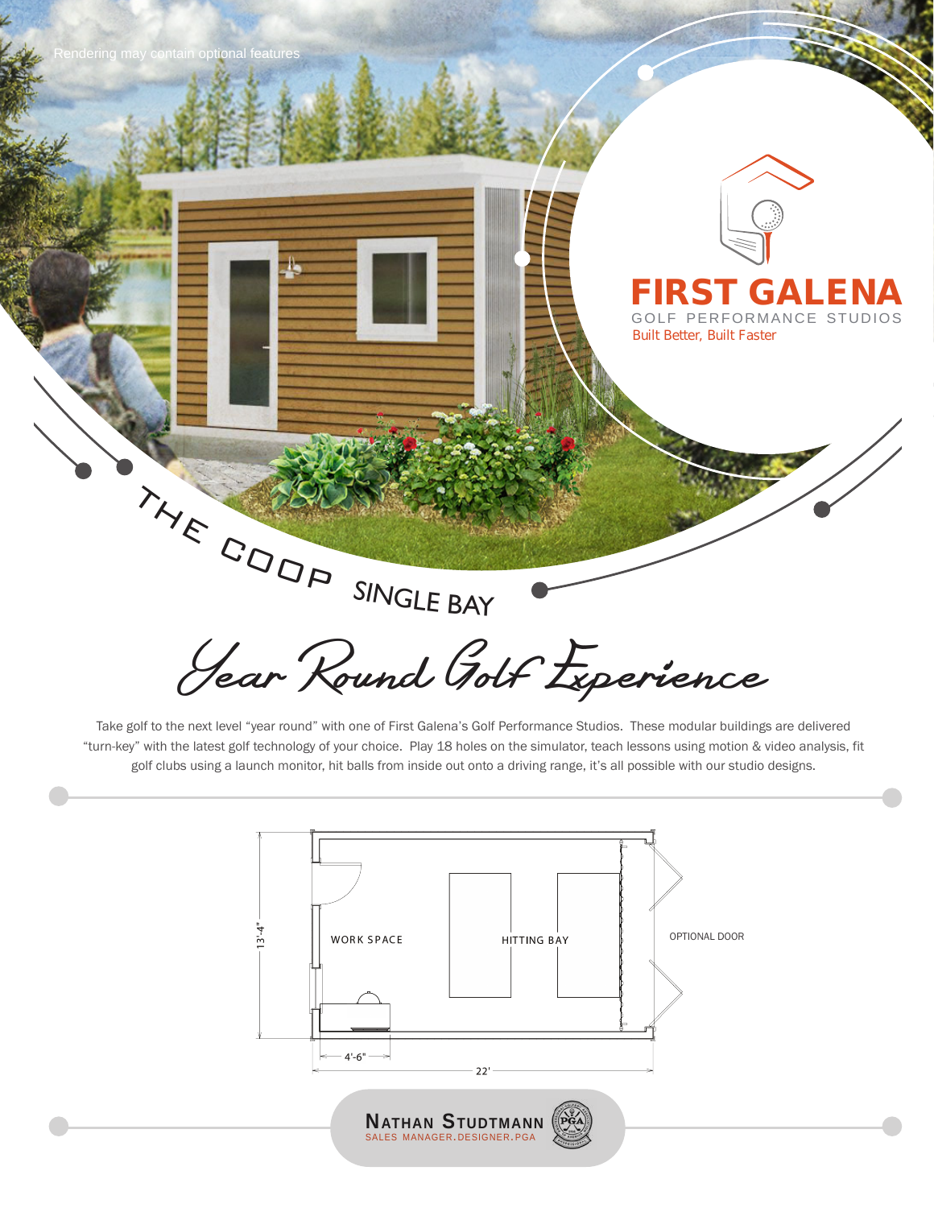Rendering may contain optional features

# FIRST GALENA

GOLF PERFORMANCE STUDIOS

Built Better, Built Faster

## THE COOP SINGLE BAY

## *Year Round Golf Experience*

Take golf to the next level "year round" with one of First Galena's Golf Performance Studios. These modular buildings are delivered "turn-key" with the latest golf technology of your choice. Play 18 holes on the simulator, teach lessons using motion & video analysis, fit golf clubs using a launch monitor, hit balls from inside out onto a driving range, it's all possible with our studio designs.

WORK SPACE

HITTING BAY

OPTIONAL DOOR

13'-4"

4'-6"

22'

**NATHAN STUDTMANN**

SALES MANAGER.DESIGNER.PGA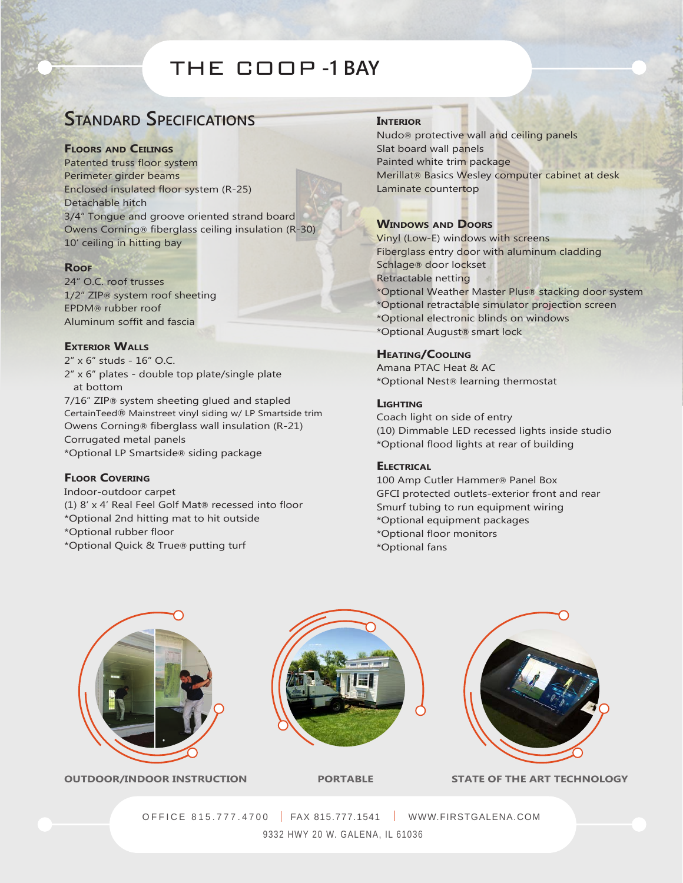# THE COOP -1 BAY

## Standard Specifications

### Floors and Ceilings

Patented truss floor system
Perimeter girder beams
Enclosed insulated floor system (R-25)
Detachable hitch
3/4" Tongue and groove oriented strand board
Owens Corning® fiberglass ceiling insulation (R-30)
10' ceiling in hitting bay

### Roof

24" O.C. roof trusses
1/2" ZIP® system roof sheeting
EPDM® rubber roof
Aluminum soffit and fascia

### Exterior Walls

2" x 6" studs - 16" O.C.
2" x 6" plates - double top plate/single plate at bottom
7/16" ZIP® system sheeting glued and stapled
CertainTeed® Mainstreet vinyl siding w/ LP Smartside trim
Owens Corning® fiberglass wall insulation (R-21)
Corrugated metal panels
*Optional LP Smartside® siding package

### Floor Covering

Indoor-outdoor carpet
(1) 8' x 4' Real Feel Golf Mat® recessed into floor
*Optional 2nd hitting mat to hit outside
*Optional rubber floor
*Optional Quick & True® putting turf

### Interior

Nudo® protective wall and ceiling panels
Slat board wall panels
Painted white trim package
Merillat® Basics Wesley computer cabinet at desk
Laminate countertop

### Windows and Doors

Vinyl (Low-E) windows with screens
Fiberglass entry door with aluminum cladding
Schlage® door lockset
Retractable netting
*Optional Weather Master Plus® stacking door system
*Optional retractable simulator projection screen
*Optional electronic blinds on windows
*Optional August® smart lock

### Heating/Cooling

Amana PTAC Heat & AC
*Optional Nest® learning thermostat

### Lighting

Coach light on side of entry
(10) Dimmable LED recessed lights inside studio
*Optional flood lights at rear of building

### Electrical

100 Amp Cutler Hammer® Panel Box
GFCI protected outlets-exterior front and rear
Smurf tubing to run equipment wiring
*Optional equipment packages
*Optional floor monitors
*Optional fans

**OUTDOOR/INDOOR INSTRUCTION**

**PORTABLE**

**STATE OF THE ART TECHNOLOGY**

OFFICE 815.777.4700 | FAX 815.777.1541 | WWW.FIRSTGALENA.COM
9332 HWY 20 W. GALENA, IL 61036